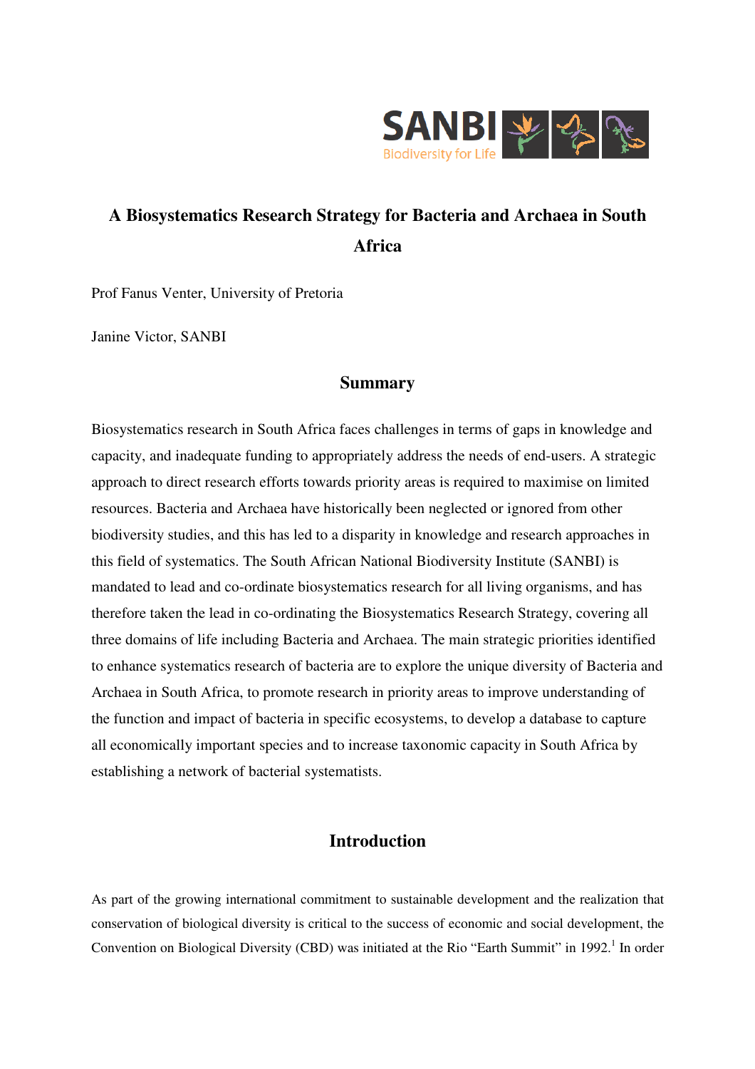# A Biosystematics Research Strategy for Bacteria and Archaea in South Africa

Prof Fanus Venter, University of Pretoria

Janine Victor, SANBI

## Summary

Biosystematics research in South Africa faces challenges in terms of gaps in knowledge and capacity, and inadequate funding to appropriately address the needs of end-users. A strategic approach to direct research efforts towards priority areas is required to maximise on limited resources. Bacteria and Archaea have historically been neglected or ignored from other biodiversity studies, and this has led to a disparity in knowledge and research approaches in this field of systematics. The South African National Biodiversity Institute (SANBI) is mandated to lead and co-ordinate biosystematics research for all living organisms, and has therefore taken the lead in co-ordinating the Biosystematics Research Strategy, covering all three domains of life including Bacteria and Archaea. The main strategic priorities identified to enhance systematics research of bacteria are to explore the unique diversity of Bacteria and Archaea in South Africa, to promote research in priority areas to improve understanding of the function and impact of bacteria in specific ecosystems, to develop a database to capture all economically important species and to increase taxonomic capacity in South Africa by establishing a network of bacterial systematists.

## Introduction

As part of the growing international commitment to sustainable development and the realization that conservation of biological diversity is critical to the success of economic and social development, the Convention on Biological Diversity (CBD) was initiated at the Rio "Earth Summit" in 1992.[1] In order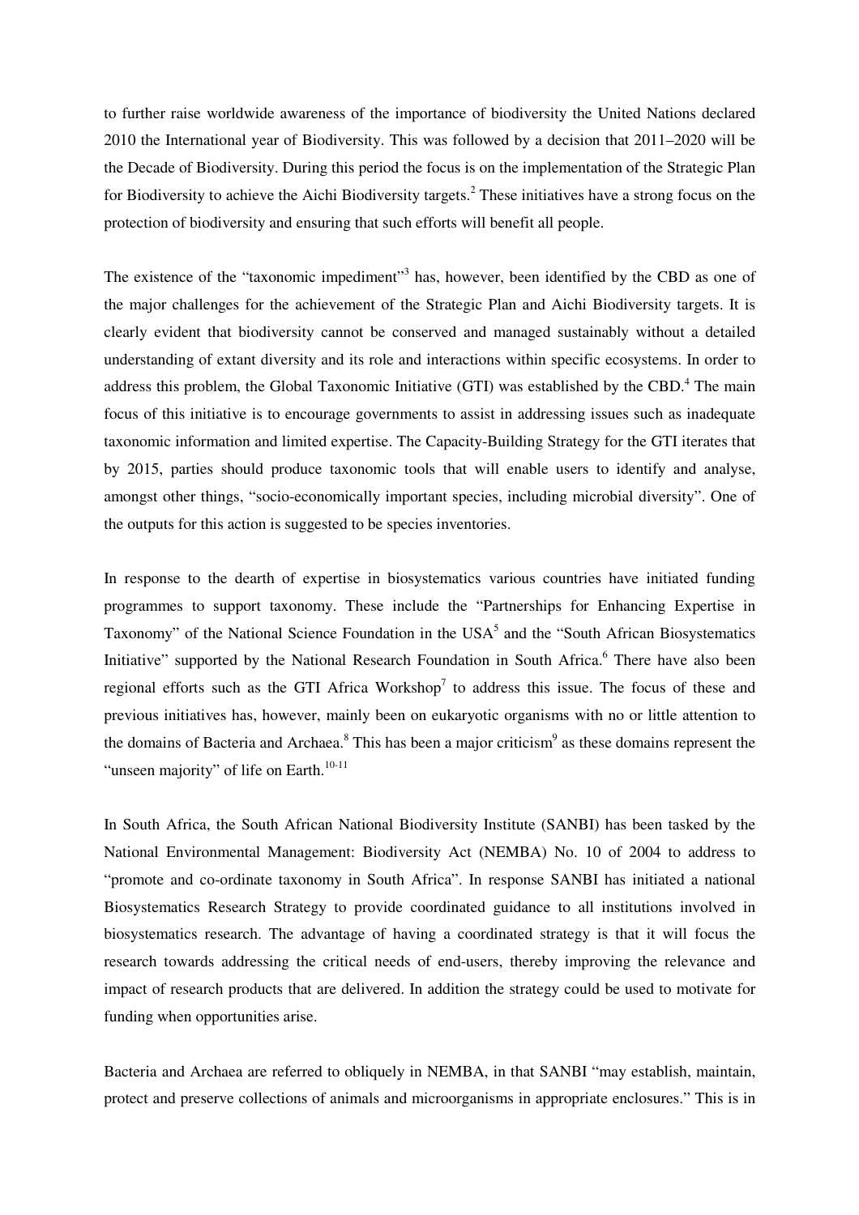to further raise worldwide awareness of the importance of biodiversity the United Nations declared 2010 the International year of Biodiversity. This was followed by a decision that 2011–2020 will be the Decade of Biodiversity. During this period the focus is on the implementation of the Strategic Plan for Biodiversity to achieve the Aichi Biodiversity targets.[2] These initiatives have a strong focus on the protection of biodiversity and ensuring that such efforts will benefit all people.

The existence of the "taxonomic impediment"[3] has, however, been identified by the CBD as one of the major challenges for the achievement of the Strategic Plan and Aichi Biodiversity targets. It is clearly evident that biodiversity cannot be conserved and managed sustainably without a detailed understanding of extant diversity and its role and interactions within specific ecosystems. In order to address this problem, the Global Taxonomic Initiative (GTI) was established by the CBD.[4] The main focus of this initiative is to encourage governments to assist in addressing issues such as inadequate taxonomic information and limited expertise. The Capacity-Building Strategy for the GTI iterates that by 2015, parties should produce taxonomic tools that will enable users to identify and analyse, amongst other things, "socio-economically important species, including microbial diversity". One of the outputs for this action is suggested to be species inventories.

In response to the dearth of expertise in biosystematics various countries have initiated funding programmes to support taxonomy. These include the "Partnerships for Enhancing Expertise in Taxonomy" of the National Science Foundation in the USA[5] and the "South African Biosystematics Initiative" supported by the National Research Foundation in South Africa.[6] There have also been regional efforts such as the GTI Africa Workshop[7] to address this issue. The focus of these and previous initiatives has, however, mainly been on eukaryotic organisms with no or little attention to the domains of Bacteria and Archaea.[8] This has been a major criticism[9] as these domains represent the "unseen majority" of life on Earth.[10-11]

In South Africa, the South African National Biodiversity Institute (SANBI) has been tasked by the National Environmental Management: Biodiversity Act (NEMBA) No. 10 of 2004 to address to "promote and co-ordinate taxonomy in South Africa". In response SANBI has initiated a national Biosystematics Research Strategy to provide coordinated guidance to all institutions involved in biosystematics research. The advantage of having a coordinated strategy is that it will focus the research towards addressing the critical needs of end-users, thereby improving the relevance and impact of research products that are delivered. In addition the strategy could be used to motivate for funding when opportunities arise.

Bacteria and Archaea are referred to obliquely in NEMBA, in that SANBI "may establish, maintain, protect and preserve collections of animals and microorganisms in appropriate enclosures." This is in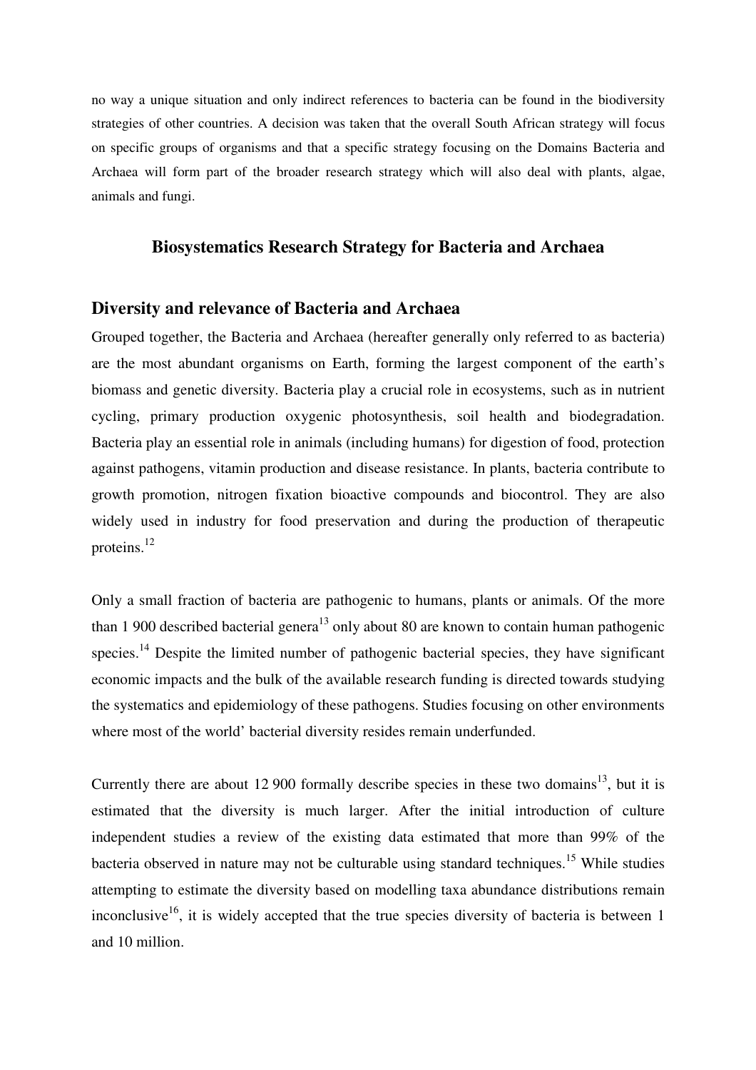no way a unique situation and only indirect references to bacteria can be found in the biodiversity strategies of other countries. A decision was taken that the overall South African strategy will focus on specific groups of organisms and that a specific strategy focusing on the Domains Bacteria and Archaea will form part of the broader research strategy which will also deal with plants, algae, animals and fungi.

## Biosystematics Research Strategy for Bacteria and Archaea

### Diversity and relevance of Bacteria and Archaea

Grouped together, the Bacteria and Archaea (hereafter generally only referred to as bacteria) are the most abundant organisms on Earth, forming the largest component of the earth's biomass and genetic diversity. Bacteria play a crucial role in ecosystems, such as in nutrient cycling, primary production oxygenic photosynthesis, soil health and biodegradation. Bacteria play an essential role in animals (including humans) for digestion of food, protection against pathogens, vitamin production and disease resistance. In plants, bacteria contribute to growth promotion, nitrogen fixation bioactive compounds and biocontrol. They are also widely used in industry for food preservation and during the production of therapeutic proteins.[12]

Only a small fraction of bacteria are pathogenic to humans, plants or animals. Of the more than 1 900 described bacterial genera[13] only about 80 are known to contain human pathogenic species.[14] Despite the limited number of pathogenic bacterial species, they have significant economic impacts and the bulk of the available research funding is directed towards studying the systematics and epidemiology of these pathogens. Studies focusing on other environments where most of the world' bacterial diversity resides remain underfunded.

Currently there are about 12 900 formally describe species in these two domains[13], but it is estimated that the diversity is much larger. After the initial introduction of culture independent studies a review of the existing data estimated that more than 99% of the bacteria observed in nature may not be culturable using standard techniques.[15] While studies attempting to estimate the diversity based on modelling taxa abundance distributions remain inconclusive[16], it is widely accepted that the true species diversity of bacteria is between 1 and 10 million.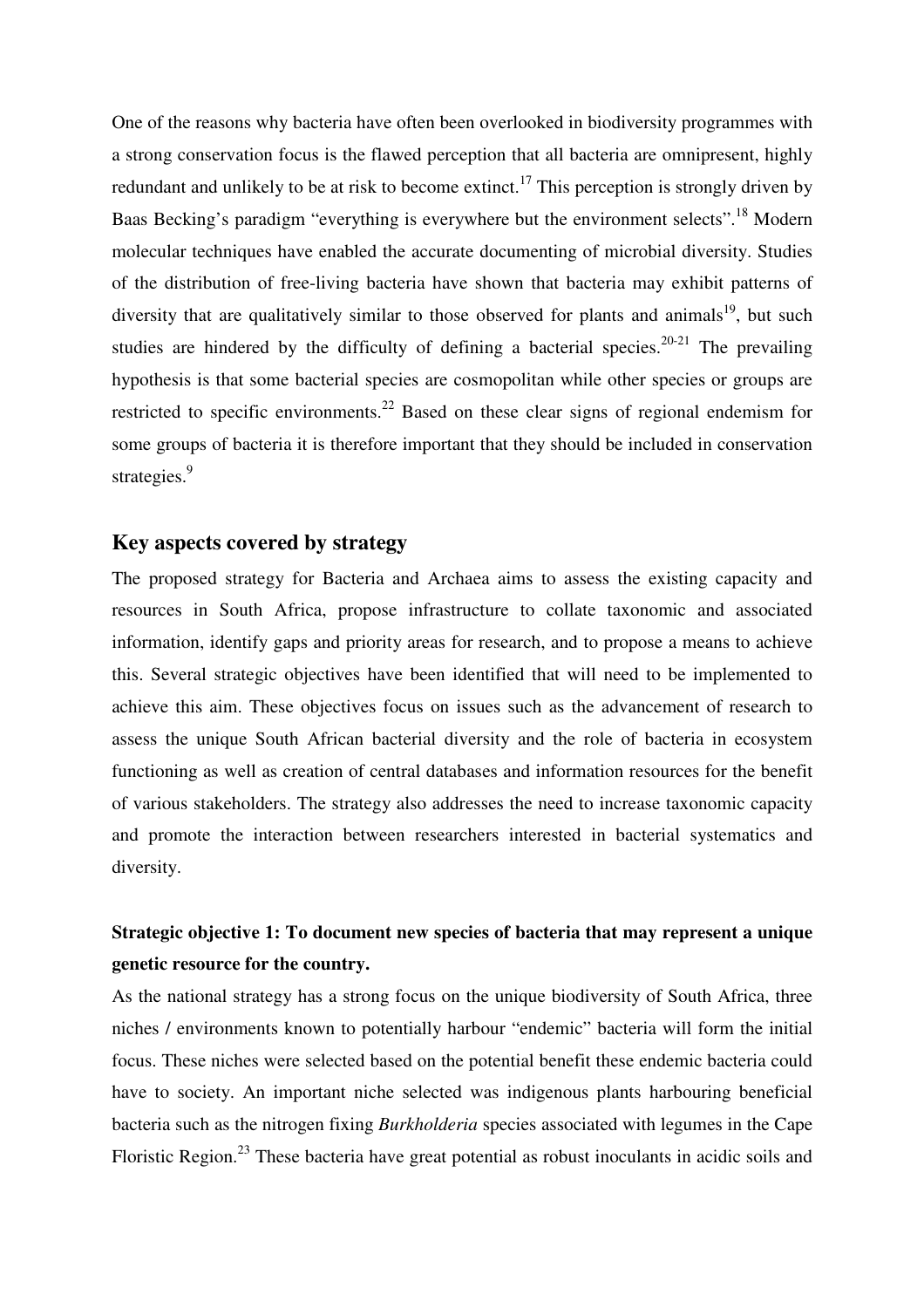One of the reasons why bacteria have often been overlooked in biodiversity programmes with a strong conservation focus is the flawed perception that all bacteria are omnipresent, highly redundant and unlikely to be at risk to become extinct.[17] This perception is strongly driven by Baas Becking's paradigm "everything is everywhere but the environment selects".[18] Modern molecular techniques have enabled the accurate documenting of microbial diversity. Studies of the distribution of free-living bacteria have shown that bacteria may exhibit patterns of diversity that are qualitatively similar to those observed for plants and animals[19], but such studies are hindered by the difficulty of defining a bacterial species.[20-21] The prevailing hypothesis is that some bacterial species are cosmopolitan while other species or groups are restricted to specific environments.[22] Based on these clear signs of regional endemism for some groups of bacteria it is therefore important that they should be included in conservation strategies.[9]

## Key aspects covered by strategy

The proposed strategy for Bacteria and Archaea aims to assess the existing capacity and resources in South Africa, propose infrastructure to collate taxonomic and associated information, identify gaps and priority areas for research, and to propose a means to achieve this. Several strategic objectives have been identified that will need to be implemented to achieve this aim. These objectives focus on issues such as the advancement of research to assess the unique South African bacterial diversity and the role of bacteria in ecosystem functioning as well as creation of central databases and information resources for the benefit of various stakeholders. The strategy also addresses the need to increase taxonomic capacity and promote the interaction between researchers interested in bacterial systematics and diversity.

### Strategic objective 1: To document new species of bacteria that may represent a unique genetic resource for the country.

As the national strategy has a strong focus on the unique biodiversity of South Africa, three niches / environments known to potentially harbour "endemic" bacteria will form the initial focus. These niches were selected based on the potential benefit these endemic bacteria could have to society. An important niche selected was indigenous plants harbouring beneficial bacteria such as the nitrogen fixing *Burkholderia* species associated with legumes in the Cape Floristic Region.[23] These bacteria have great potential as robust inoculants in acidic soils and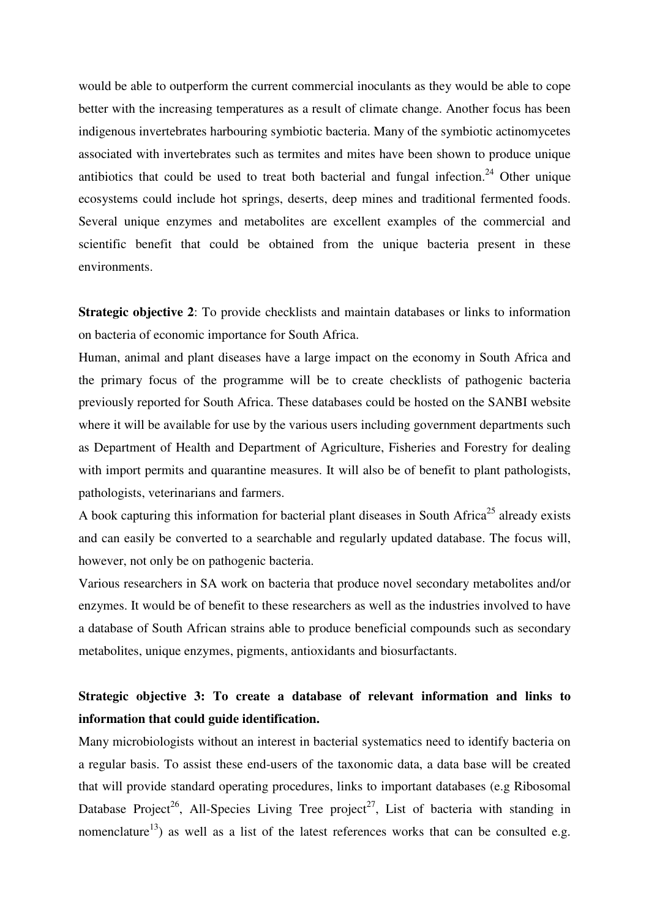would be able to outperform the current commercial inoculants as they would be able to cope better with the increasing temperatures as a result of climate change. Another focus has been indigenous invertebrates harbouring symbiotic bacteria. Many of the symbiotic actinomycetes associated with invertebrates such as termites and mites have been shown to produce unique antibiotics that could be used to treat both bacterial and fungal infection.[24] Other unique ecosystems could include hot springs, deserts, deep mines and traditional fermented foods. Several unique enzymes and metabolites are excellent examples of the commercial and scientific benefit that could be obtained from the unique bacteria present in these environments.

**Strategic objective 2**: To provide checklists and maintain databases or links to information on bacteria of economic importance for South Africa.

Human, animal and plant diseases have a large impact on the economy in South Africa and the primary focus of the programme will be to create checklists of pathogenic bacteria previously reported for South Africa. These databases could be hosted on the SANBI website where it will be available for use by the various users including government departments such as Department of Health and Department of Agriculture, Fisheries and Forestry for dealing with import permits and quarantine measures. It will also be of benefit to plant pathologists, pathologists, veterinarians and farmers.

A book capturing this information for bacterial plant diseases in South Africa[25] already exists and can easily be converted to a searchable and regularly updated database. The focus will, however, not only be on pathogenic bacteria.

Various researchers in SA work on bacteria that produce novel secondary metabolites and/or enzymes. It would be of benefit to these researchers as well as the industries involved to have a database of South African strains able to produce beneficial compounds such as secondary metabolites, unique enzymes, pigments, antioxidants and biosurfactants.

**Strategic objective 3: To create a database of relevant information and links to information that could guide identification.**

Many microbiologists without an interest in bacterial systematics need to identify bacteria on a regular basis. To assist these end-users of the taxonomic data, a data base will be created that will provide standard operating procedures, links to important databases (e.g Ribosomal Database Project[26], All-Species Living Tree project[27], List of bacteria with standing in nomenclature[13]) as well as a list of the latest references works that can be consulted e.g.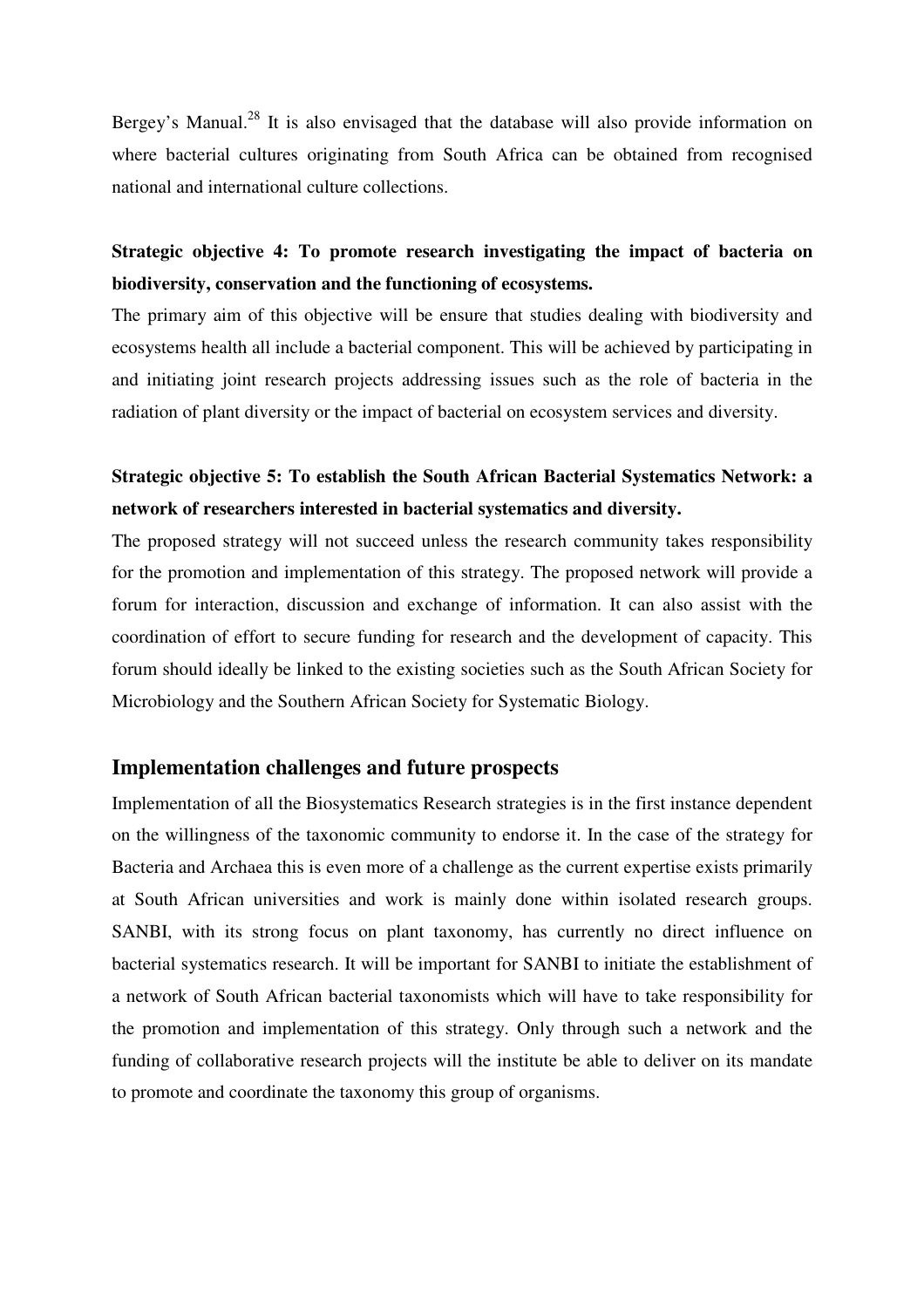Bergey's Manual.[28] It is also envisaged that the database will also provide information on where bacterial cultures originating from South Africa can be obtained from recognised national and international culture collections.

**Strategic objective 4: To promote research investigating the impact of bacteria on biodiversity, conservation and the functioning of ecosystems.**

The primary aim of this objective will be ensure that studies dealing with biodiversity and ecosystems health all include a bacterial component. This will be achieved by participating in and initiating joint research projects addressing issues such as the role of bacteria in the radiation of plant diversity or the impact of bacterial on ecosystem services and diversity.

**Strategic objective 5: To establish the South African Bacterial Systematics Network: a network of researchers interested in bacterial systematics and diversity.**

The proposed strategy will not succeed unless the research community takes responsibility for the promotion and implementation of this strategy. The proposed network will provide a forum for interaction, discussion and exchange of information. It can also assist with the coordination of effort to secure funding for research and the development of capacity. This forum should ideally be linked to the existing societies such as the South African Society for Microbiology and the Southern African Society for Systematic Biology.

## Implementation challenges and future prospects

Implementation of all the Biosystematics Research strategies is in the first instance dependent on the willingness of the taxonomic community to endorse it. In the case of the strategy for Bacteria and Archaea this is even more of a challenge as the current expertise exists primarily at South African universities and work is mainly done within isolated research groups. SANBI, with its strong focus on plant taxonomy, has currently no direct influence on bacterial systematics research. It will be important for SANBI to initiate the establishment of a network of South African bacterial taxonomists which will have to take responsibility for the promotion and implementation of this strategy. Only through such a network and the funding of collaborative research projects will the institute be able to deliver on its mandate to promote and coordinate the taxonomy this group of organisms.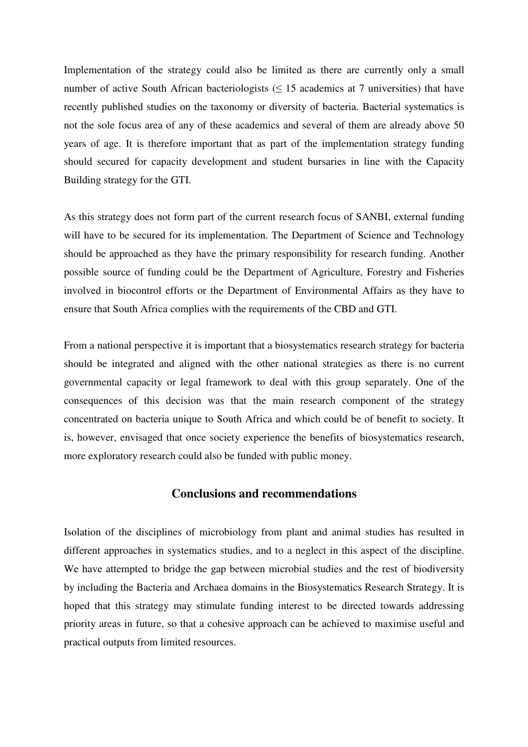Implementation of the strategy could also be limited as there are currently only a small number of active South African bacteriologists (≤ 15 academics at 7 universities) that have recently published studies on the taxonomy or diversity of bacteria. Bacterial systematics is not the sole focus area of any of these academics and several of them are already above 50 years of age. It is therefore important that as part of the implementation strategy funding should secured for capacity development and student bursaries in line with the Capacity Building strategy for the GTI.

As this strategy does not form part of the current research focus of SANBI, external funding will have to be secured for its implementation. The Department of Science and Technology should be approached as they have the primary responsibility for research funding. Another possible source of funding could be the Department of Agriculture, Forestry and Fisheries involved in biocontrol efforts or the Department of Environmental Affairs as they have to ensure that South Africa complies with the requirements of the CBD and GTI.

From a national perspective it is important that a biosystematics research strategy for bacteria should be integrated and aligned with the other national strategies as there is no current governmental capacity or legal framework to deal with this group separately. One of the consequences of this decision was that the main research component of the strategy concentrated on bacteria unique to South Africa and which could be of benefit to society. It is, however, envisaged that once society experience the benefits of biosystematics research, more exploratory research could also be funded with public money.

## Conclusions and recommendations

Isolation of the disciplines of microbiology from plant and animal studies has resulted in different approaches in systematics studies, and to a neglect in this aspect of the discipline. We have attempted to bridge the gap between microbial studies and the rest of biodiversity by including the Bacteria and Archaea domains in the Biosystematics Research Strategy. It is hoped that this strategy may stimulate funding interest to be directed towards addressing priority areas in future, so that a cohesive approach can be achieved to maximise useful and practical outputs from limited resources.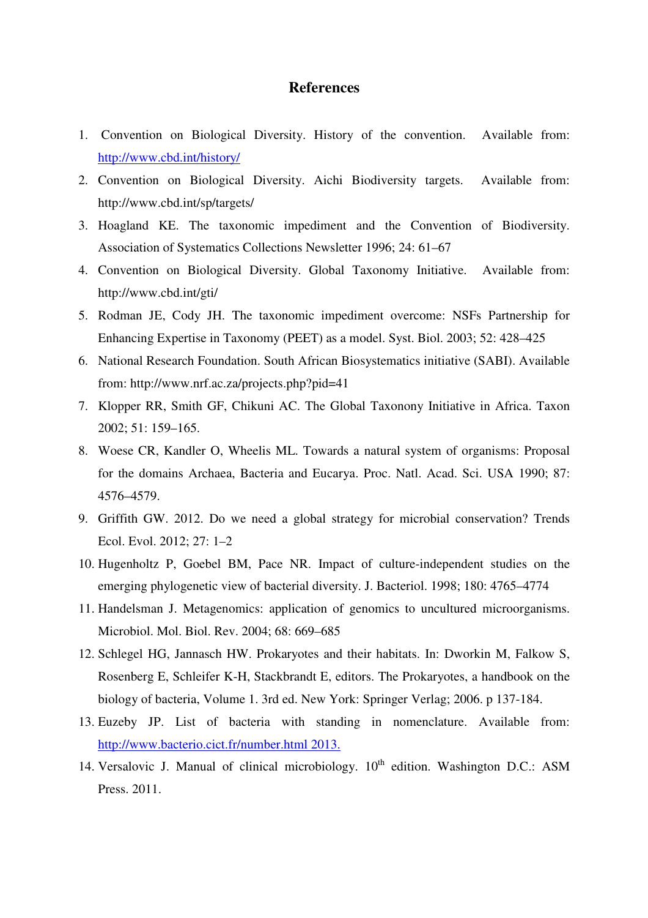# References

1. Convention on Biological Diversity. History of the convention. Available from: http://www.cbd.int/history/
2. Convention on Biological Diversity. Aichi Biodiversity targets. Available from: http://www.cbd.int/sp/targets/
3. Hoagland KE. The taxonomic impediment and the Convention of Biodiversity. Association of Systematics Collections Newsletter 1996; 24: 61–67
4. Convention on Biological Diversity. Global Taxonomy Initiative. Available from: http://www.cbd.int/gti/
5. Rodman JE, Cody JH. The taxonomic impediment overcome: NSFs Partnership for Enhancing Expertise in Taxonomy (PEET) as a model. Syst. Biol. 2003; 52: 428–425
6. National Research Foundation. South African Biosystematics initiative (SABI). Available from: http://www.nrf.ac.za/projects.php?pid=41
7. Klopper RR, Smith GF, Chikuni AC. The Global Taxonony Initiative in Africa. Taxon 2002; 51: 159–165.
8. Woese CR, Kandler O, Wheelis ML. Towards a natural system of organisms: Proposal for the domains Archaea, Bacteria and Eucarya. Proc. Natl. Acad. Sci. USA 1990; 87: 4576–4579.
9. Griffith GW. 2012. Do we need a global strategy for microbial conservation? Trends Ecol. Evol. 2012; 27: 1–2
10. Hugenholtz P, Goebel BM, Pace NR. Impact of culture-independent studies on the emerging phylogenetic view of bacterial diversity. J. Bacteriol. 1998; 180: 4765–4774
11. Handelsman J. Metagenomics: application of genomics to uncultured microorganisms. Microbiol. Mol. Biol. Rev. 2004; 68: 669–685
12. Schlegel HG, Jannasch HW. Prokaryotes and their habitats. In: Dworkin M, Falkow S, Rosenberg E, Schleifer K-H, Stackbrandt E, editors. The Prokaryotes, a handbook on the biology of bacteria, Volume 1. 3rd ed. New York: Springer Verlag; 2006. p 137-184.
13. Euzeby JP. List of bacteria with standing in nomenclature. Available from: http://www.bacterio.cict.fr/number.html 2013.
14. Versalovic J. Manual of clinical microbiology. 10th edition. Washington D.C.: ASM Press. 2011.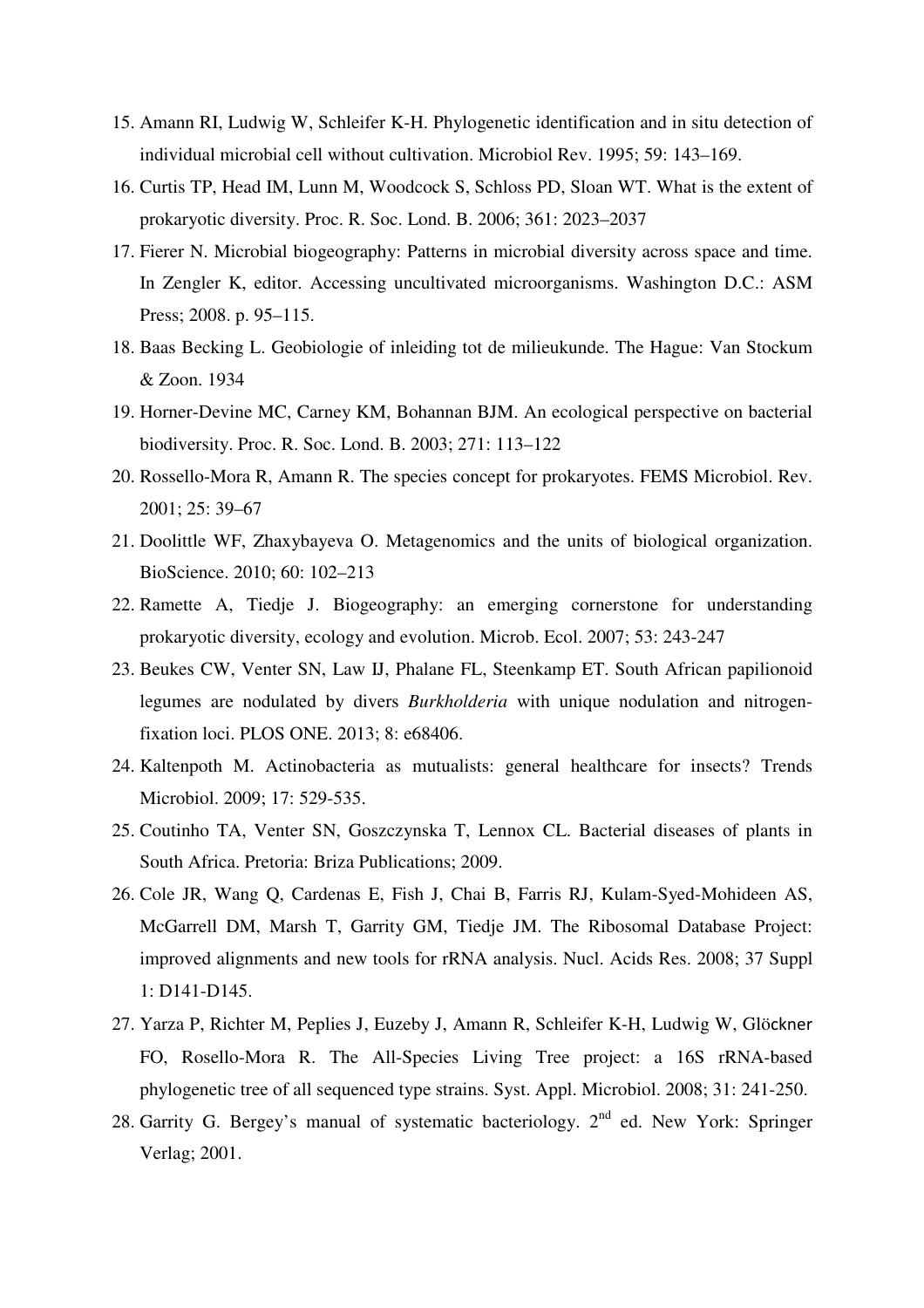15. Amann RI, Ludwig W, Schleifer K-H. Phylogenetic identification and in situ detection of individual microbial cell without cultivation. Microbiol Rev. 1995; 59: 143–169.
16. Curtis TP, Head IM, Lunn M, Woodcock S, Schloss PD, Sloan WT. What is the extent of prokaryotic diversity. Proc. R. Soc. Lond. B. 2006; 361: 2023–2037
17. Fierer N. Microbial biogeography: Patterns in microbial diversity across space and time. In Zengler K, editor. Accessing uncultivated microorganisms. Washington D.C.: ASM Press; 2008. p. 95–115.
18. Baas Becking L. Geobiologie of inleiding tot de milieukunde. The Hague: Van Stockum & Zoon. 1934
19. Horner-Devine MC, Carney KM, Bohannan BJM. An ecological perspective on bacterial biodiversity. Proc. R. Soc. Lond. B. 2003; 271: 113–122
20. Rossello-Mora R, Amann R. The species concept for prokaryotes. FEMS Microbiol. Rev. 2001; 25: 39–67
21. Doolittle WF, Zhaxybayeva O. Metagenomics and the units of biological organization. BioScience. 2010; 60: 102–213
22. Ramette A, Tiedje J. Biogeography: an emerging cornerstone for understanding prokaryotic diversity, ecology and evolution. Microb. Ecol. 2007; 53: 243-247
23. Beukes CW, Venter SN, Law IJ, Phalane FL, Steenkamp ET. South African papilionoid legumes are nodulated by divers *Burkholderia* with unique nodulation and nitrogen-fixation loci. PLOS ONE. 2013; 8: e68406.
24. Kaltenpoth M. Actinobacteria as mutualists: general healthcare for insects? Trends Microbiol. 2009; 17: 529-535.
25. Coutinho TA, Venter SN, Goszczynska T, Lennox CL. Bacterial diseases of plants in South Africa. Pretoria: Briza Publications; 2009.
26. Cole JR, Wang Q, Cardenas E, Fish J, Chai B, Farris RJ, Kulam-Syed-Mohideen AS, McGarrell DM, Marsh T, Garrity GM, Tiedje JM. The Ribosomal Database Project: improved alignments and new tools for rRNA analysis. Nucl. Acids Res. 2008; 37 Suppl 1: D141-D145.
27. Yarza P, Richter M, Peplies J, Euzeby J, Amann R, Schleifer K-H, Ludwig W, Glöckner FO, Rosello-Mora R. The All-Species Living Tree project: a 16S rRNA-based phylogenetic tree of all sequenced type strains. Syst. Appl. Microbiol. 2008; 31: 241-250.
28. Garrity G. Bergey's manual of systematic bacteriology. 2nd ed. New York: Springer Verlag; 2001.